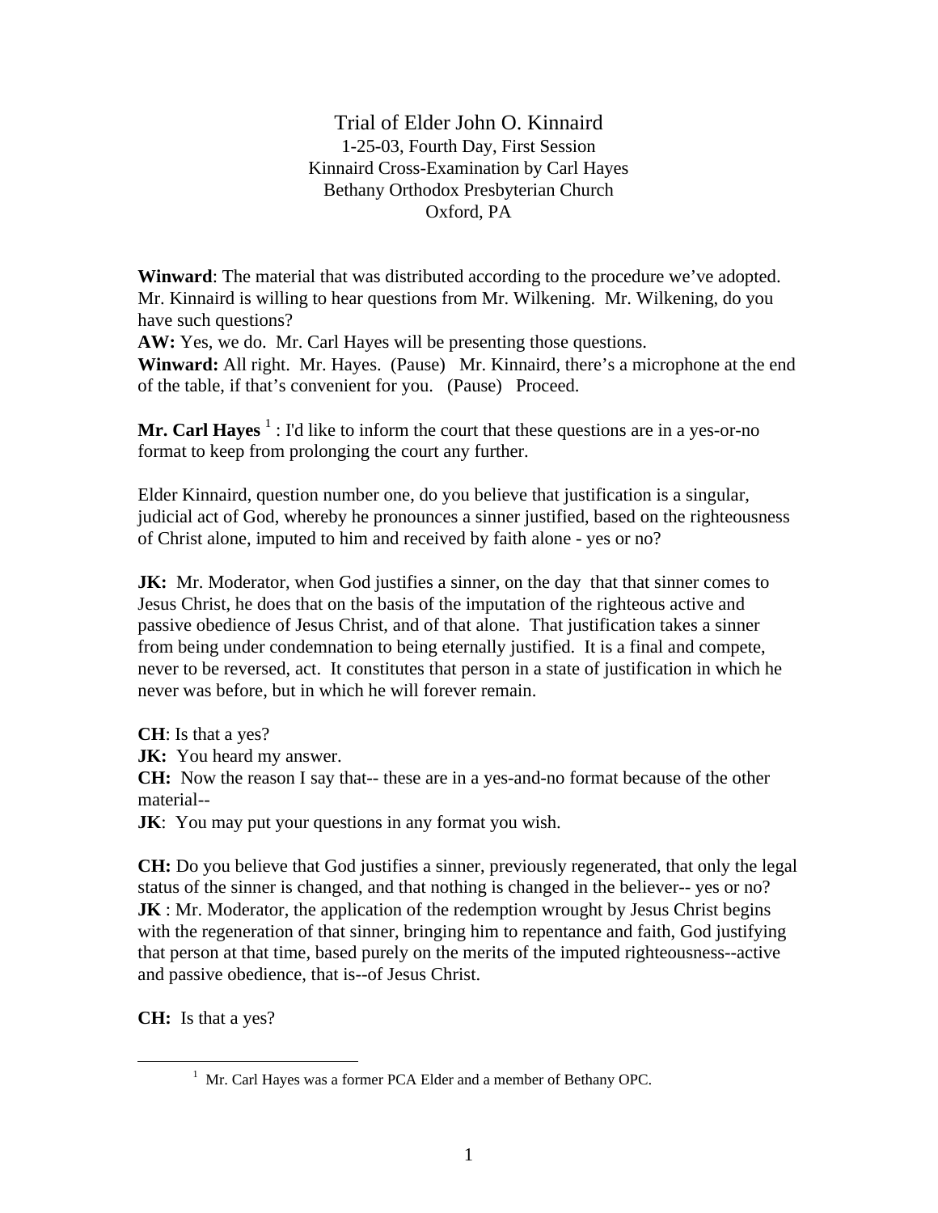# Trial of Elder John O. Kinnaird

1-25-03, Fourth Day, First Session
Kinnaird Cross-Examination by Carl Hayes
Bethany Orthodox Presbyterian Church
Oxford, PA

**Winward**: The material that was distributed according to the procedure we've adopted. Mr. Kinnaird is willing to hear questions from Mr. Wilkening. Mr. Wilkening, do you have such questions?
**AW:** Yes, we do. Mr. Carl Hayes will be presenting those questions.
**Winward:** All right. Mr. Hayes. (Pause) Mr. Kinnaird, there's a microphone at the end of the table, if that's convenient for you. (Pause) Proceed.

**Mr. Carl Hayes** [1] : I'd like to inform the court that these questions are in a yes-or-no format to keep from prolonging the court any further.

Elder Kinnaird, question number one, do you believe that justification is a singular, judicial act of God, whereby he pronounces a sinner justified, based on the righteousness of Christ alone, imputed to him and received by faith alone - yes or no?

**JK:** Mr. Moderator, when God justifies a sinner, on the day that that sinner comes to Jesus Christ, he does that on the basis of the imputation of the righteous active and passive obedience of Jesus Christ, and of that alone. That justification takes a sinner from being under condemnation to being eternally justified. It is a final and compete, never to be reversed, act. It constitutes that person in a state of justification in which he never was before, but in which he will forever remain.

**CH**: Is that a yes?
**JK:** You heard my answer.
**CH:** Now the reason I say that-- these are in a yes-and-no format because of the other material--
**JK**: You may put your questions in any format you wish.

**CH:** Do you believe that God justifies a sinner, previously regenerated, that only the legal status of the sinner is changed, and that nothing is changed in the believer-- yes or no?
**JK** : Mr. Moderator, the application of the redemption wrought by Jesus Christ begins with the regeneration of that sinner, bringing him to repentance and faith, God justifying that person at that time, based purely on the merits of the imputed righteousness--active and passive obedience, that is--of Jesus Christ.

**CH:** Is that a yes?

[1] Mr. Carl Hayes was a former PCA Elder and a member of Bethany OPC.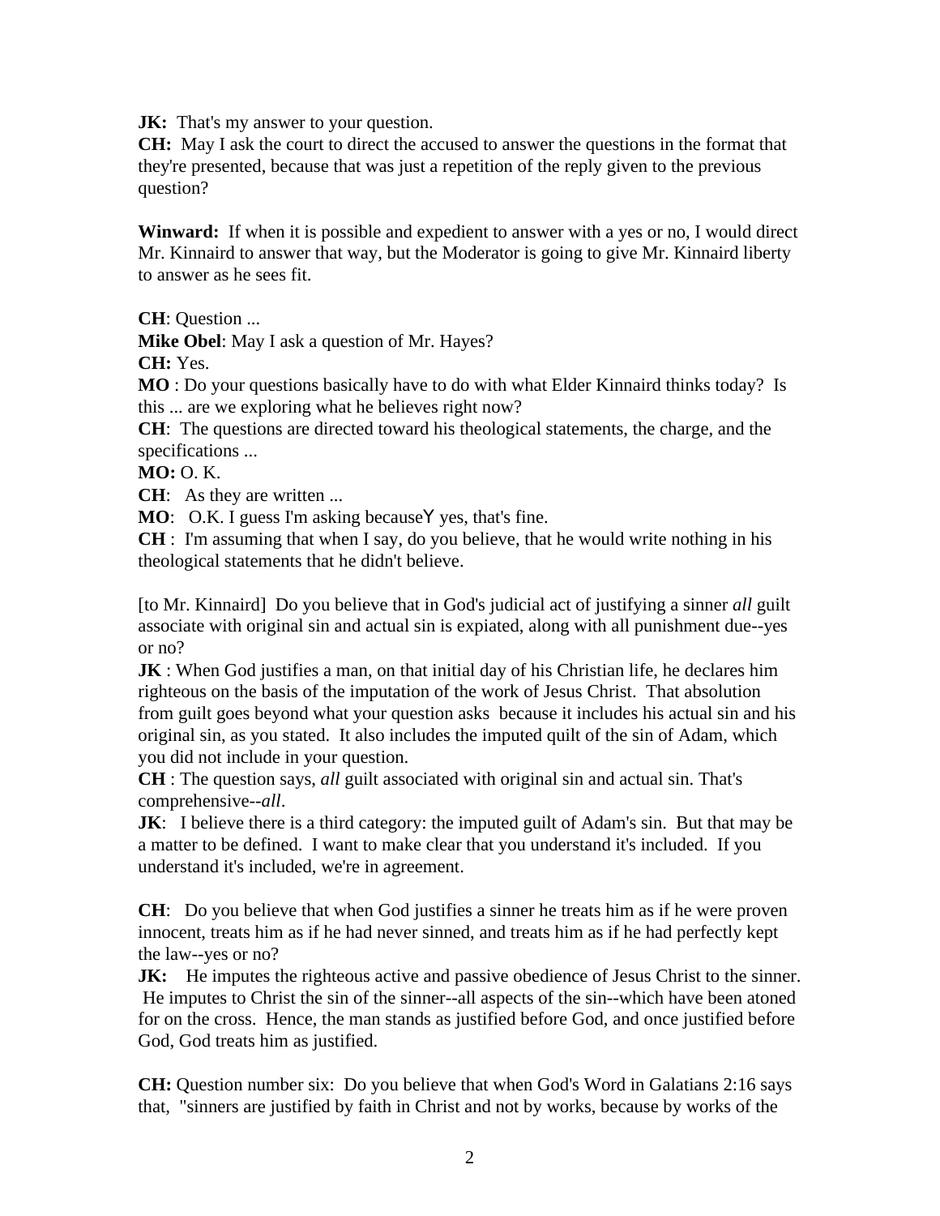**JK:** That's my answer to your question.
**CH:** May I ask the court to direct the accused to answer the questions in the format that they're presented, because that was just a repetition of the reply given to the previous question?

**Winward:** If when it is possible and expedient to answer with a yes or no, I would direct Mr. Kinnaird to answer that way, but the Moderator is going to give Mr. Kinnaird liberty to answer as he sees fit.

**CH**: Question ...
**Mike Obel**: May I ask a question of Mr. Hayes?
**CH:** Yes.
**MO** : Do your questions basically have to do with what Elder Kinnaird thinks today? Is this ... are we exploring what he believes right now?
**CH**: The questions are directed toward his theological statements, the charge, and the specifications ...
**MO:** O. K.
**CH**: As they are written ...
**MO**: O.K. I guess I'm asking becauseY yes, that's fine.
**CH** : I'm assuming that when I say, do you believe, that he would write nothing in his theological statements that he didn't believe.

[to Mr. Kinnaird] Do you believe that in God's judicial act of justifying a sinner *all* guilt associate with original sin and actual sin is expiated, along with all punishment due--yes or no?
**JK** : When God justifies a man, on that initial day of his Christian life, he declares him righteous on the basis of the imputation of the work of Jesus Christ. That absolution from guilt goes beyond what your question asks because it includes his actual sin and his original sin, as you stated. It also includes the imputed quilt of the sin of Adam, which you did not include in your question.
**CH** : The question says, *all* guilt associated with original sin and actual sin. That's comprehensive--*all*.
**JK**: I believe there is a third category: the imputed guilt of Adam's sin. But that may be a matter to be defined. I want to make clear that you understand it's included. If you understand it's included, we're in agreement.

**CH**: Do you believe that when God justifies a sinner he treats him as if he were proven innocent, treats him as if he had never sinned, and treats him as if he had perfectly kept the law--yes or no?
**JK:** He imputes the righteous active and passive obedience of Jesus Christ to the sinner. He imputes to Christ the sin of the sinner--all aspects of the sin--which have been atoned for on the cross. Hence, the man stands as justified before God, and once justified before God, God treats him as justified.

**CH:** Question number six: Do you believe that when God's Word in Galatians 2:16 says that, "sinners are justified by faith in Christ and not by works, because by works of the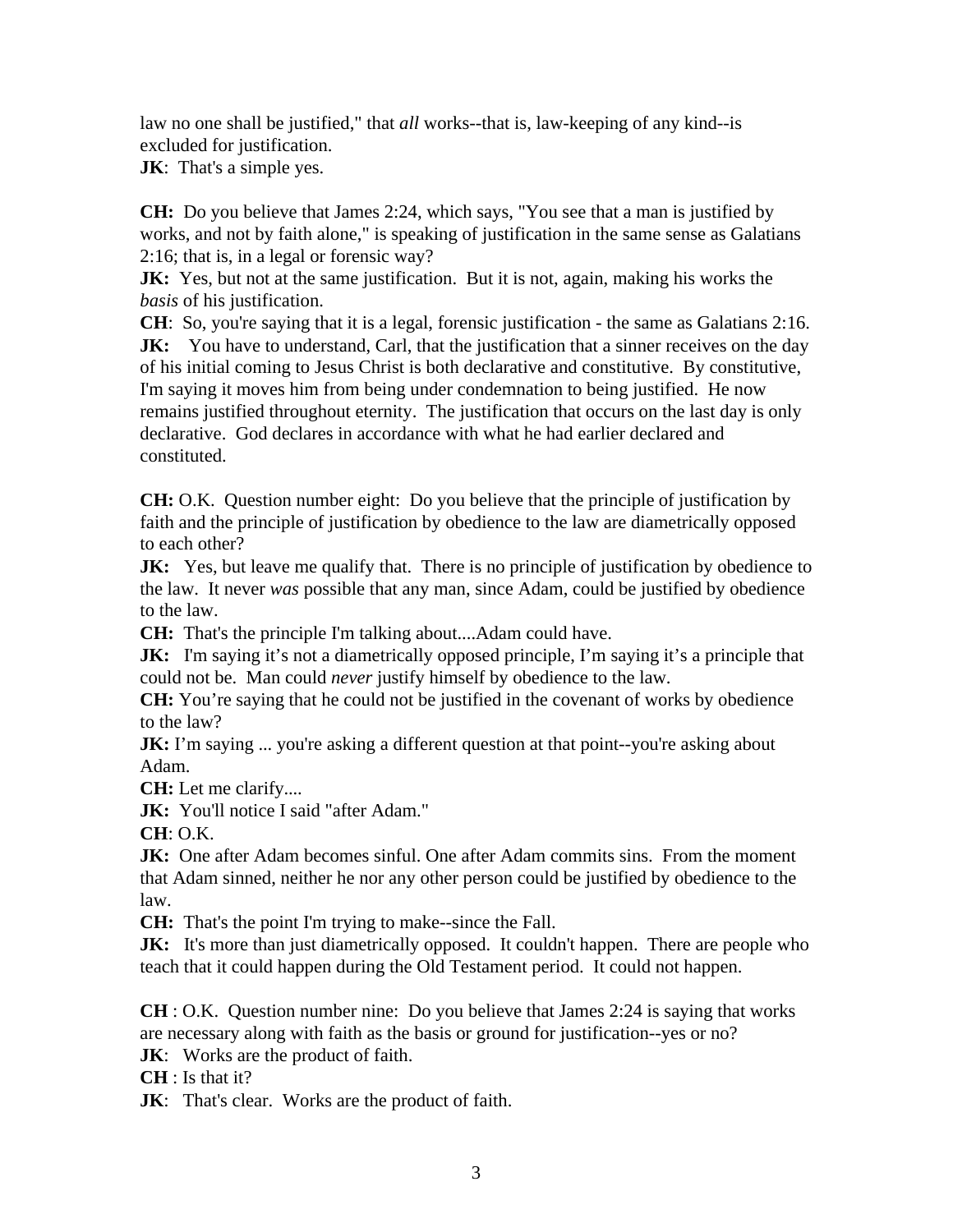law no one shall be justified," that *all* works--that is, law-keeping of any kind--is excluded for justification.
**JK**: That's a simple yes.

**CH:** Do you believe that James 2:24, which says, "You see that a man is justified by works, and not by faith alone," is speaking of justification in the same sense as Galatians 2:16; that is, in a legal or forensic way?
**JK:** Yes, but not at the same justification. But it is not, again, making his works the *basis* of his justification.
**CH**: So, you're saying that it is a legal, forensic justification - the same as Galatians 2:16.
**JK:** You have to understand, Carl, that the justification that a sinner receives on the day of his initial coming to Jesus Christ is both declarative and constitutive. By constitutive, I'm saying it moves him from being under condemnation to being justified. He now remains justified throughout eternity. The justification that occurs on the last day is only declarative. God declares in accordance with what he had earlier declared and constituted.

**CH:** O.K. Question number eight: Do you believe that the principle of justification by faith and the principle of justification by obedience to the law are diametrically opposed to each other?
**JK:** Yes, but leave me qualify that. There is no principle of justification by obedience to the law. It never *was* possible that any man, since Adam, could be justified by obedience to the law.
**CH:** That's the principle I'm talking about....Adam could have.
**JK:** I'm saying it's not a diametrically opposed principle, I'm saying it's a principle that could not be. Man could *never* justify himself by obedience to the law.
**CH:** You're saying that he could not be justified in the covenant of works by obedience to the law?
**JK:** I'm saying ... you're asking a different question at that point--you're asking about Adam.
**CH:** Let me clarify....
**JK:** You'll notice I said "after Adam."
**CH**: O.K.
**JK:** One after Adam becomes sinful. One after Adam commits sins. From the moment that Adam sinned, neither he nor any other person could be justified by obedience to the law.
**CH:** That's the point I'm trying to make--since the Fall.
**JK:** It's more than just diametrically opposed. It couldn't happen. There are people who teach that it could happen during the Old Testament period. It could not happen.

**CH** : O.K. Question number nine: Do you believe that James 2:24 is saying that works are necessary along with faith as the basis or ground for justification--yes or no?
**JK**: Works are the product of faith.
**CH** : Is that it?
**JK**: That's clear. Works are the product of faith.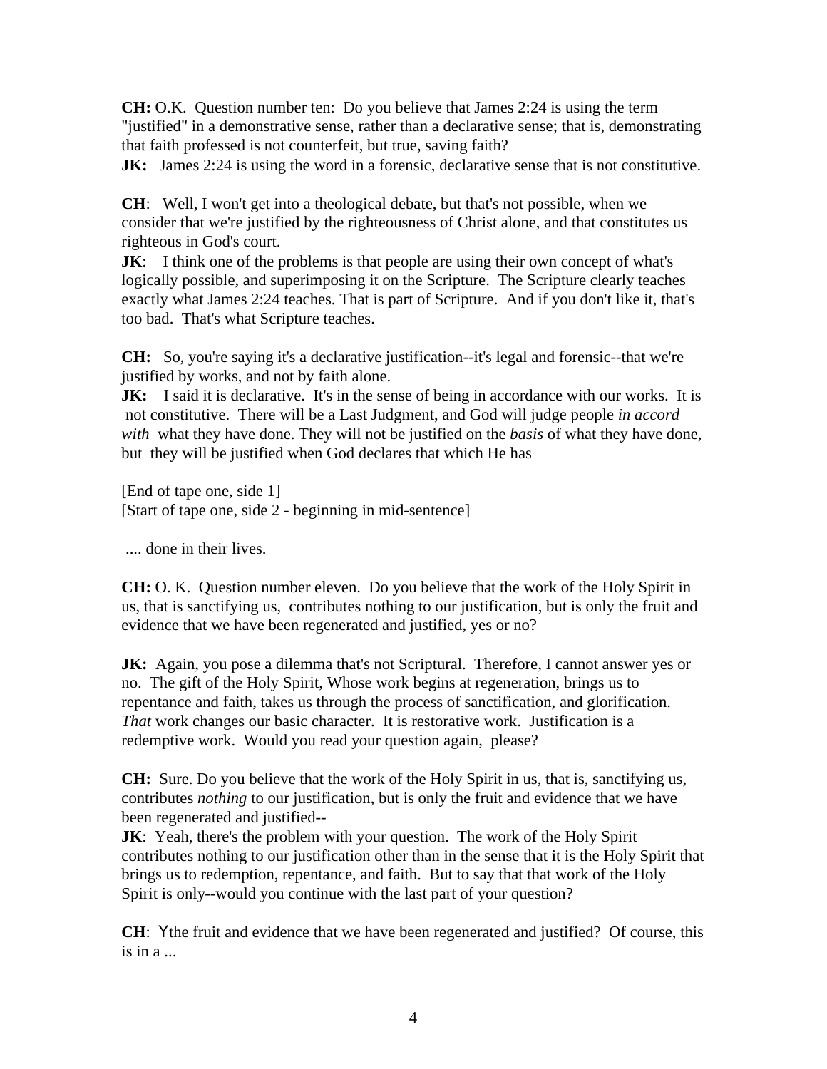**CH:** O.K. Question number ten: Do you believe that James 2:24 is using the term "justified" in a demonstrative sense, rather than a declarative sense; that is, demonstrating that faith professed is not counterfeit, but true, saving faith?
**JK:** James 2:24 is using the word in a forensic, declarative sense that is not constitutive.

**CH**: Well, I won't get into a theological debate, but that's not possible, when we consider that we're justified by the righteousness of Christ alone, and that constitutes us righteous in God's court.
**JK**: I think one of the problems is that people are using their own concept of what's logically possible, and superimposing it on the Scripture. The Scripture clearly teaches exactly what James 2:24 teaches. That is part of Scripture. And if you don't like it, that's too bad. That's what Scripture teaches.

**CH:** So, you're saying it's a declarative justification--it's legal and forensic--that we're justified by works, and not by faith alone.
**JK:** I said it is declarative. It's in the sense of being in accordance with our works. It is not constitutive. There will be a Last Judgment, and God will judge people *in accord with* what they have done. They will not be justified on the *basis* of what they have done, but they will be justified when God declares that which He has

[End of tape one, side 1]
[Start of tape one, side 2 - beginning in mid-sentence]

.... done in their lives.

**CH:** O. K. Question number eleven. Do you believe that the work of the Holy Spirit in us, that is sanctifying us, contributes nothing to our justification, but is only the fruit and evidence that we have been regenerated and justified, yes or no?

**JK:** Again, you pose a dilemma that's not Scriptural. Therefore, I cannot answer yes or no. The gift of the Holy Spirit, Whose work begins at regeneration, brings us to repentance and faith, takes us through the process of sanctification, and glorification. *That* work changes our basic character. It is restorative work. Justification is a redemptive work. Would you read your question again, please?

**CH:** Sure. Do you believe that the work of the Holy Spirit in us, that is, sanctifying us, contributes *nothing* to our justification, but is only the fruit and evidence that we have been regenerated and justified--
**JK**: Yeah, there's the problem with your question. The work of the Holy Spirit contributes nothing to our justification other than in the sense that it is the Holy Spirit that brings us to redemption, repentance, and faith. But to say that that work of the Holy Spirit is only--would you continue with the last part of your question?

**CH**: Ythe fruit and evidence that we have been regenerated and justified? Of course, this is in a ...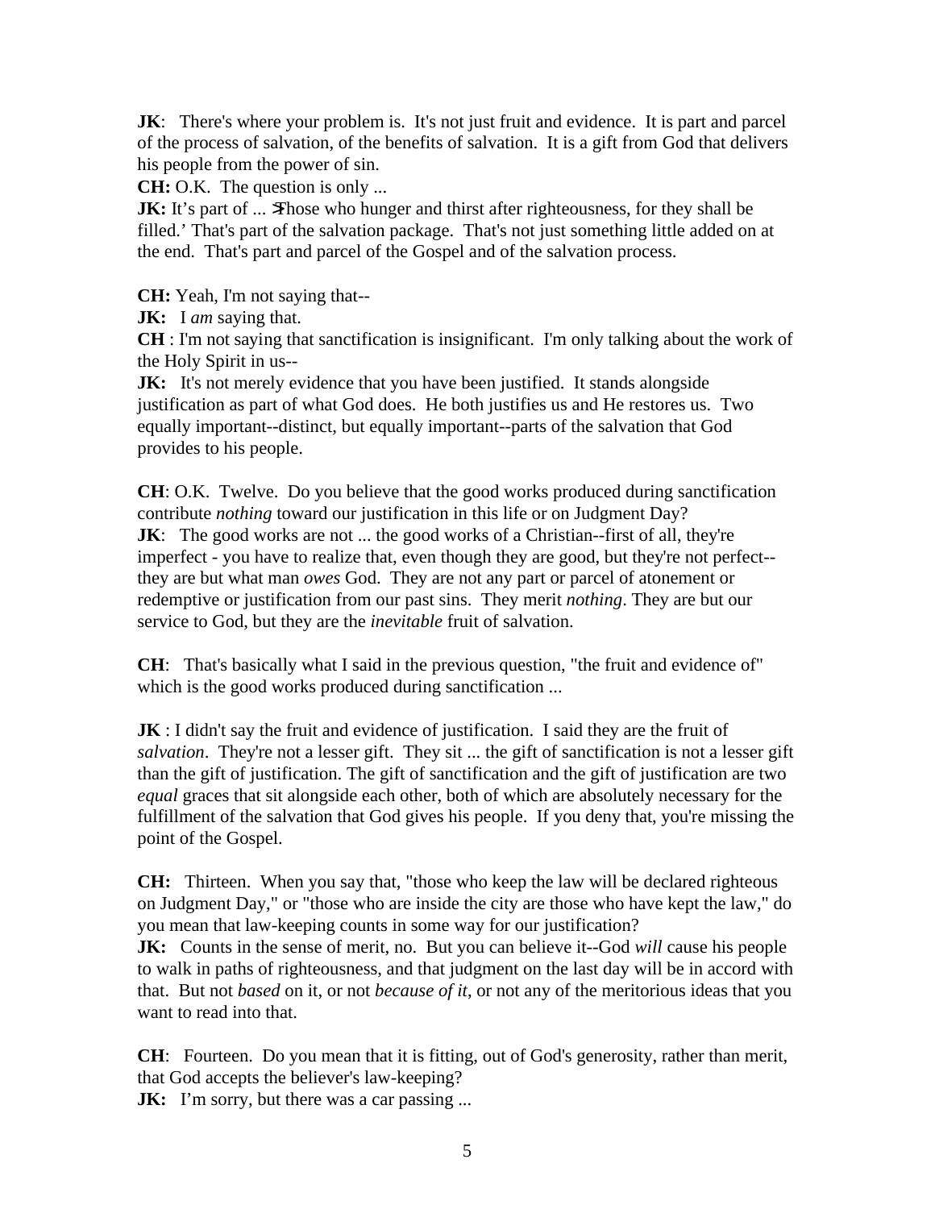**JK**: There's where your problem is. It's not just fruit and evidence. It is part and parcel of the process of salvation, of the benefits of salvation. It is a gift from God that delivers his people from the power of sin.

**CH:** O.K. The question is only ...

**JK:** It's part of ... >Those who hunger and thirst after righteousness, for they shall be filled.' That's part of the salvation package. That's not just something little added on at the end. That's part and parcel of the Gospel and of the salvation process.

**CH:** Yeah, I'm not saying that--

**JK:** I *am* saying that.

**CH** : I'm not saying that sanctification is insignificant. I'm only talking about the work of the Holy Spirit in us--

**JK:** It's not merely evidence that you have been justified. It stands alongside justification as part of what God does. He both justifies us and He restores us. Two equally important--distinct, but equally important--parts of the salvation that God provides to his people.

**CH**: O.K. Twelve. Do you believe that the good works produced during sanctification contribute *nothing* toward our justification in this life or on Judgment Day?

**JK**: The good works are not ... the good works of a Christian--first of all, they're imperfect - you have to realize that, even though they are good, but they're not perfect--they are but what man *owes* God. They are not any part or parcel of atonement or redemptive or justification from our past sins. They merit *nothing*. They are but our service to God, but they are the *inevitable* fruit of salvation.

**CH**: That's basically what I said in the previous question, "the fruit and evidence of" which is the good works produced during sanctification ...

**JK** : I didn't say the fruit and evidence of justification. I said they are the fruit of *salvation*. They're not a lesser gift. They sit ... the gift of sanctification is not a lesser gift than the gift of justification. The gift of sanctification and the gift of justification are two *equal* graces that sit alongside each other, both of which are absolutely necessary for the fulfillment of the salvation that God gives his people. If you deny that, you're missing the point of the Gospel.

**CH:** Thirteen. When you say that, "those who keep the law will be declared righteous on Judgment Day," or "those who are inside the city are those who have kept the law," do you mean that law-keeping counts in some way for our justification?

**JK:** Counts in the sense of merit, no. But you can believe it--God *will* cause his people to walk in paths of righteousness, and that judgment on the last day will be in accord with that. But not *based* on it, or not *because of it*, or not any of the meritorious ideas that you want to read into that.

**CH**: Fourteen. Do you mean that it is fitting, out of God's generosity, rather than merit, that God accepts the believer's law-keeping?

**JK:** I'm sorry, but there was a car passing ...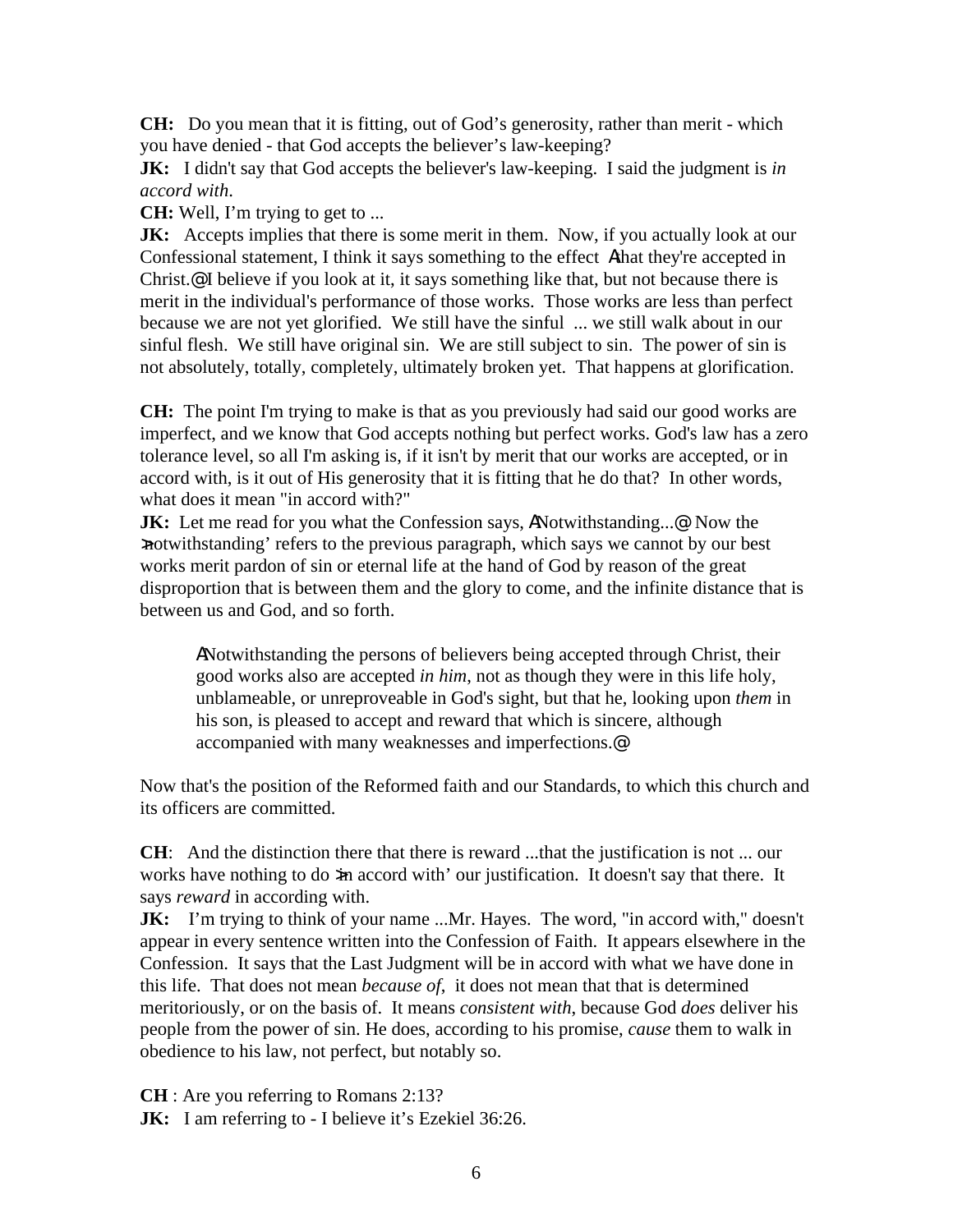**CH:** Do you mean that it is fitting, out of God's generosity, rather than merit - which you have denied - that God accepts the believer's law-keeping?

**JK:** I didn't say that God accepts the believer's law-keeping. I said the judgment is *in accord with*.

**CH:** Well, I'm trying to get to ...

**JK:** Accepts implies that there is some merit in them. Now, if you actually look at our Confessional statement, I think it says something to the effect Athat they're accepted in Christ.@ I believe if you look at it, it says something like that, but not because there is merit in the individual's performance of those works. Those works are less than perfect because we are not yet glorified. We still have the sinful ... we still walk about in our sinful flesh. We still have original sin. We are still subject to sin. The power of sin is not absolutely, totally, completely, ultimately broken yet. That happens at glorification.

**CH:** The point I'm trying to make is that as you previously had said our good works are imperfect, and we know that God accepts nothing but perfect works. God's law has a zero tolerance level, so all I'm asking is, if it isn't by merit that our works are accepted, or in accord with, is it out of His generosity that it is fitting that he do that? In other words, what does it mean "in accord with?"

**JK:** Let me read for you what the Confession says, ANotwithstanding...@ Now the >notwithstanding' refers to the previous paragraph, which says we cannot by our best works merit pardon of sin or eternal life at the hand of God by reason of the great disproportion that is between them and the glory to come, and the infinite distance that is between us and God, and so forth.

> ANotwithstanding the persons of believers being accepted through Christ, their good works also are accepted *in him*, not as though they were in this life holy, unblameable, or unreproveable in God's sight, but that he, looking upon *them* in his son, is pleased to accept and reward that which is sincere, although accompanied with many weaknesses and imperfections.@

Now that's the position of the Reformed faith and our Standards, to which this church and its officers are committed.

**CH**: And the distinction there that there is reward ...that the justification is not ... our works have nothing to do >in accord with' our justification. It doesn't say that there. It says *reward* in according with.

**JK:** I'm trying to think of your name ...Mr. Hayes. The word, "in accord with," doesn't appear in every sentence written into the Confession of Faith. It appears elsewhere in the Confession. It says that the Last Judgment will be in accord with what we have done in this life. That does not mean *because of*, it does not mean that that is determined meritoriously, or on the basis of. It means *consistent with*, because God *does* deliver his people from the power of sin. He does, according to his promise, *cause* them to walk in obedience to his law, not perfect, but notably so.

**CH** : Are you referring to Romans 2:13?

**JK:** I am referring to - I believe it's Ezekiel 36:26.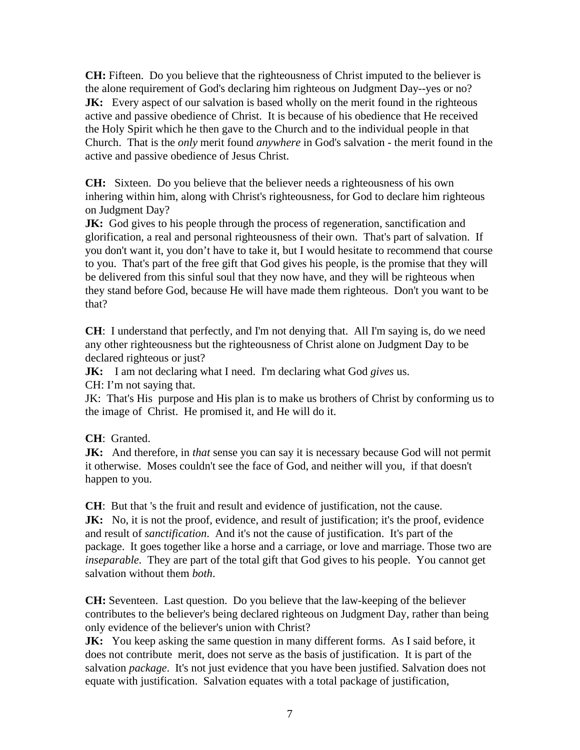**CH:** Fifteen. Do you believe that the righteousness of Christ imputed to the believer is the alone requirement of God's declaring him righteous on Judgment Day--yes or no?
**JK:** Every aspect of our salvation is based wholly on the merit found in the righteous active and passive obedience of Christ. It is because of his obedience that He received the Holy Spirit which he then gave to the Church and to the individual people in that Church. That is the *only* merit found *anywhere* in God's salvation - the merit found in the active and passive obedience of Jesus Christ.

**CH:** Sixteen. Do you believe that the believer needs a righteousness of his own inhering within him, along with Christ's righteousness, for God to declare him righteous on Judgment Day?
**JK:** God gives to his people through the process of regeneration, sanctification and glorification, a real and personal righteousness of their own. That's part of salvation. If you don't want it, you don't have to take it, but I would hesitate to recommend that course to you. That's part of the free gift that God gives his people, is the promise that they will be delivered from this sinful soul that they now have, and they will be righteous when they stand before God, because He will have made them righteous. Don't you want to be that?

**CH**: I understand that perfectly, and I'm not denying that. All I'm saying is, do we need any other righteousness but the righteousness of Christ alone on Judgment Day to be declared righteous or just?
**JK:** I am not declaring what I need. I'm declaring what God *gives* us.
CH: I'm not saying that.
JK: That's His purpose and His plan is to make us brothers of Christ by conforming us to the image of Christ. He promised it, and He will do it.

**CH**: Granted.
**JK:** And therefore, in *that* sense you can say it is necessary because God will not permit it otherwise. Moses couldn't see the face of God, and neither will you, if that doesn't happen to you.

**CH**: But that 's the fruit and result and evidence of justification, not the cause.
**JK:** No, it is not the proof, evidence, and result of justification; it's the proof, evidence and result of *sanctification*. And it's not the cause of justification. It's part of the package. It goes together like a horse and a carriage, or love and marriage. Those two are *inseparable*. They are part of the total gift that God gives to his people. You cannot get salvation without them *both*.

**CH:** Seventeen. Last question. Do you believe that the law-keeping of the believer contributes to the believer's being declared righteous on Judgment Day, rather than being only evidence of the believer's union with Christ?
**JK:** You keep asking the same question in many different forms. As I said before, it does not contribute merit, does not serve as the basis of justification. It is part of the salvation *package*. It's not just evidence that you have been justified. Salvation does not equate with justification. Salvation equates with a total package of justification,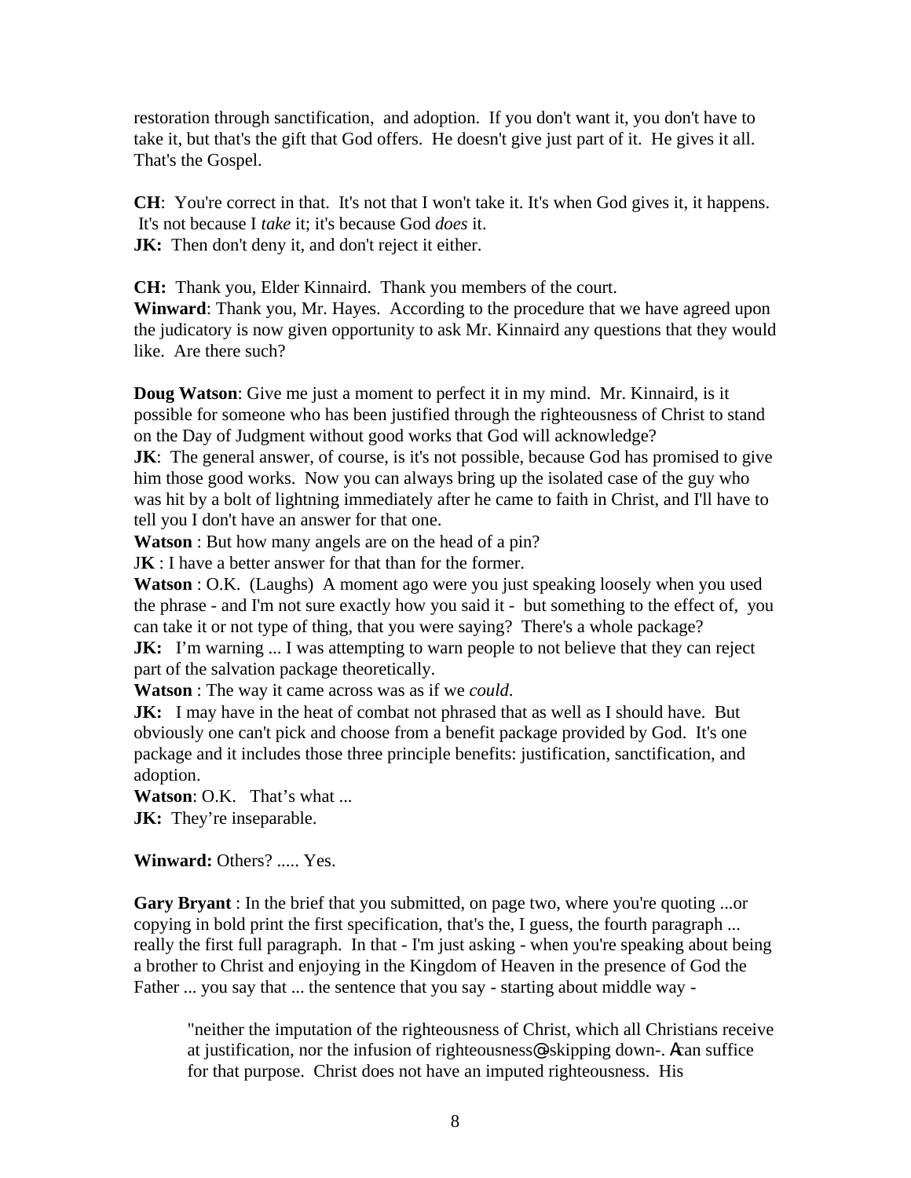restoration through sanctification, and adoption. If you don't want it, you don't have to take it, but that's the gift that God offers. He doesn't give just part of it. He gives it all. That's the Gospel.

**CH**: You're correct in that. It's not that I won't take it. It's when God gives it, it happens. It's not because I *take* it; it's because God *does* it.
**JK:** Then don't deny it, and don't reject it either.

**CH:** Thank you, Elder Kinnaird. Thank you members of the court.
**Winward**: Thank you, Mr. Hayes. According to the procedure that we have agreed upon the judicatory is now given opportunity to ask Mr. Kinnaird any questions that they would like. Are there such?

**Doug Watson**: Give me just a moment to perfect it in my mind. Mr. Kinnaird, is it possible for someone who has been justified through the righteousness of Christ to stand on the Day of Judgment without good works that God will acknowledge?
**JK**: The general answer, of course, is it's not possible, because God has promised to give him those good works. Now you can always bring up the isolated case of the guy who was hit by a bolt of lightning immediately after he came to faith in Christ, and I'll have to tell you I don't have an answer for that one.
**Watson** : But how many angels are on the head of a pin?
**JK** : I have a better answer for that than for the former.
**Watson** : O.K. (Laughs) A moment ago were you just speaking loosely when you used the phrase - and I'm not sure exactly how you said it - but something to the effect of, you can take it or not type of thing, that you were saying? There's a whole package?
**JK:** I'm warning ... I was attempting to warn people to not believe that they can reject part of the salvation package theoretically.
**Watson** : The way it came across was as if we *could*.
**JK:** I may have in the heat of combat not phrased that as well as I should have. But obviously one can't pick and choose from a benefit package provided by God. It's one package and it includes those three principle benefits: justification, sanctification, and adoption.
**Watson**: O.K. That's what ...
**JK:** They're inseparable.

**Winward:** Others? ..... Yes.

**Gary Bryant** : In the brief that you submitted, on page two, where you're quoting ...or copying in bold print the first specification, that's the, I guess, the fourth paragraph ... really the first full paragraph. In that - I'm just asking - when you're speaking about being a brother to Christ and enjoying in the Kingdom of Heaven in the presence of God the Father ... you say that ... the sentence that you say - starting about middle way -

> "neither the imputation of the righteousness of Christ, which all Christians receive at justification, nor the infusion of righteousness@ skipping down-. Acan suffice for that purpose. Christ does not have an imputed righteousness. His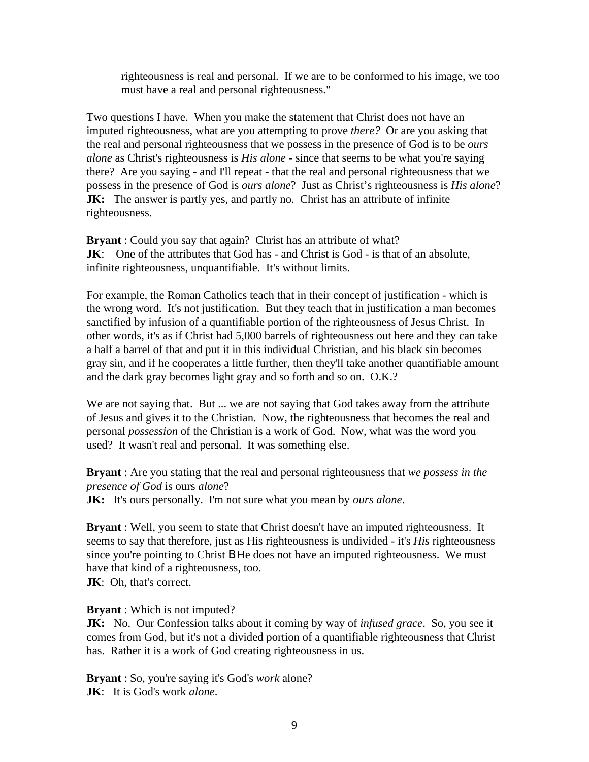> righteousness is real and personal. If we are to be conformed to his image, we too must have a real and personal righteousness."

Two questions I have. When you make the statement that Christ does not have an imputed righteousness, what are you attempting to prove *there?* Or are you asking that the real and personal righteousness that we possess in the presence of God is to be *ours alone* as Christ's righteousness is *His alone* - since that seems to be what you're saying there? Are you saying - and I'll repeat - that the real and personal righteousness that we possess in the presence of God is *ours alone*? Just as Christ's righteousness is *His alone*?
**JK:** The answer is partly yes, and partly no. Christ has an attribute of infinite righteousness.

**Bryant** : Could you say that again? Christ has an attribute of what?
**JK**: One of the attributes that God has - and Christ is God - is that of an absolute, infinite righteousness, unquantifiable. It's without limits.

For example, the Roman Catholics teach that in their concept of justification - which is the wrong word. It's not justification. But they teach that in justification a man becomes sanctified by infusion of a quantifiable portion of the righteousness of Jesus Christ. In other words, it's as if Christ had 5,000 barrels of righteousness out here and they can take a half a barrel of that and put it in this individual Christian, and his black sin becomes gray sin, and if he cooperates a little further, then they'll take another quantifiable amount and the dark gray becomes light gray and so forth and so on. O.K.?

We are not saying that. But ... we are not saying that God takes away from the attribute of Jesus and gives it to the Christian. Now, the righteousness that becomes the real and personal *possession* of the Christian is a work of God. Now, what was the word you used? It wasn't real and personal. It was something else.

**Bryant** : Are you stating that the real and personal righteousness that *we possess in the presence of God* is ours *alone*?
**JK:** It's ours personally. I'm not sure what you mean by *ours alone*.

**Bryant** : Well, you seem to state that Christ doesn't have an imputed righteousness. It seems to say that therefore, just as His righteousness is undivided - it's *His* righteousness since you're pointing to Christ B He does not have an imputed righteousness. We must have that kind of a righteousness, too.
**JK**: Oh, that's correct.

**Bryant** : Which is not imputed?
**JK:** No. Our Confession talks about it coming by way of *infused grace*. So, you see it comes from God, but it's not a divided portion of a quantifiable righteousness that Christ has. Rather it is a work of God creating righteousness in us.

**Bryant** : So, you're saying it's God's *work* alone?
**JK**: It is God's work *alone*.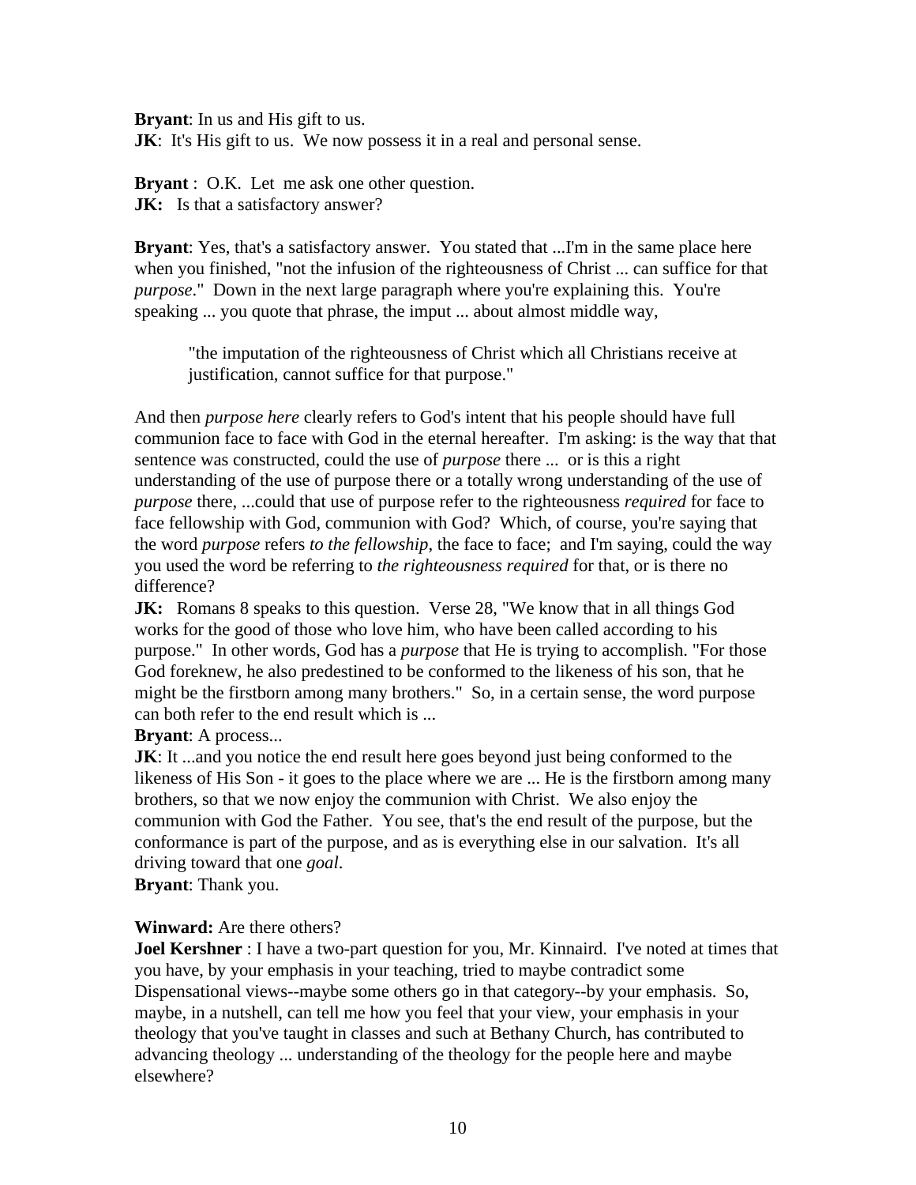**Bryant**: In us and His gift to us.
**JK**: It's His gift to us. We now possess it in a real and personal sense.

**Bryant** : O.K. Let me ask one other question.
**JK:** Is that a satisfactory answer?

**Bryant**: Yes, that's a satisfactory answer. You stated that ...I'm in the same place here when you finished, "not the infusion of the righteousness of Christ ... can suffice for that *purpose*." Down in the next large paragraph where you're explaining this. You're speaking ... you quote that phrase, the imput ... about almost middle way,

> "the imputation of the righteousness of Christ which all Christians receive at justification, cannot suffice for that purpose."

And then *purpose here* clearly refers to God's intent that his people should have full communion face to face with God in the eternal hereafter. I'm asking: is the way that that sentence was constructed, could the use of *purpose* there ... or is this a right understanding of the use of purpose there or a totally wrong understanding of the use of *purpose* there, ...could that use of purpose refer to the righteousness *required* for face to face fellowship with God, communion with God? Which, of course, you're saying that the word *purpose* refers *to the fellowship*, the face to face; and I'm saying, could the way you used the word be referring to *the righteousness required* for that, or is there no difference?
**JK:** Romans 8 speaks to this question. Verse 28, "We know that in all things God works for the good of those who love him, who have been called according to his purpose." In other words, God has a *purpose* that He is trying to accomplish. "For those God foreknew, he also predestined to be conformed to the likeness of his son, that he might be the firstborn among many brothers." So, in a certain sense, the word purpose can both refer to the end result which is ...
**Bryant**: A process...
**JK**: It ...and you notice the end result here goes beyond just being conformed to the likeness of His Son - it goes to the place where we are ... He is the firstborn among many brothers, so that we now enjoy the communion with Christ. We also enjoy the communion with God the Father. You see, that's the end result of the purpose, but the conformance is part of the purpose, and as is everything else in our salvation. It's all driving toward that one *goal*.
**Bryant**: Thank you.

**Winward:** Are there others?
**Joel Kershner** : I have a two-part question for you, Mr. Kinnaird. I've noted at times that you have, by your emphasis in your teaching, tried to maybe contradict some Dispensational views--maybe some others go in that category--by your emphasis. So, maybe, in a nutshell, can tell me how you feel that your view, your emphasis in your theology that you've taught in classes and such at Bethany Church, has contributed to advancing theology ... understanding of the theology for the people here and maybe elsewhere?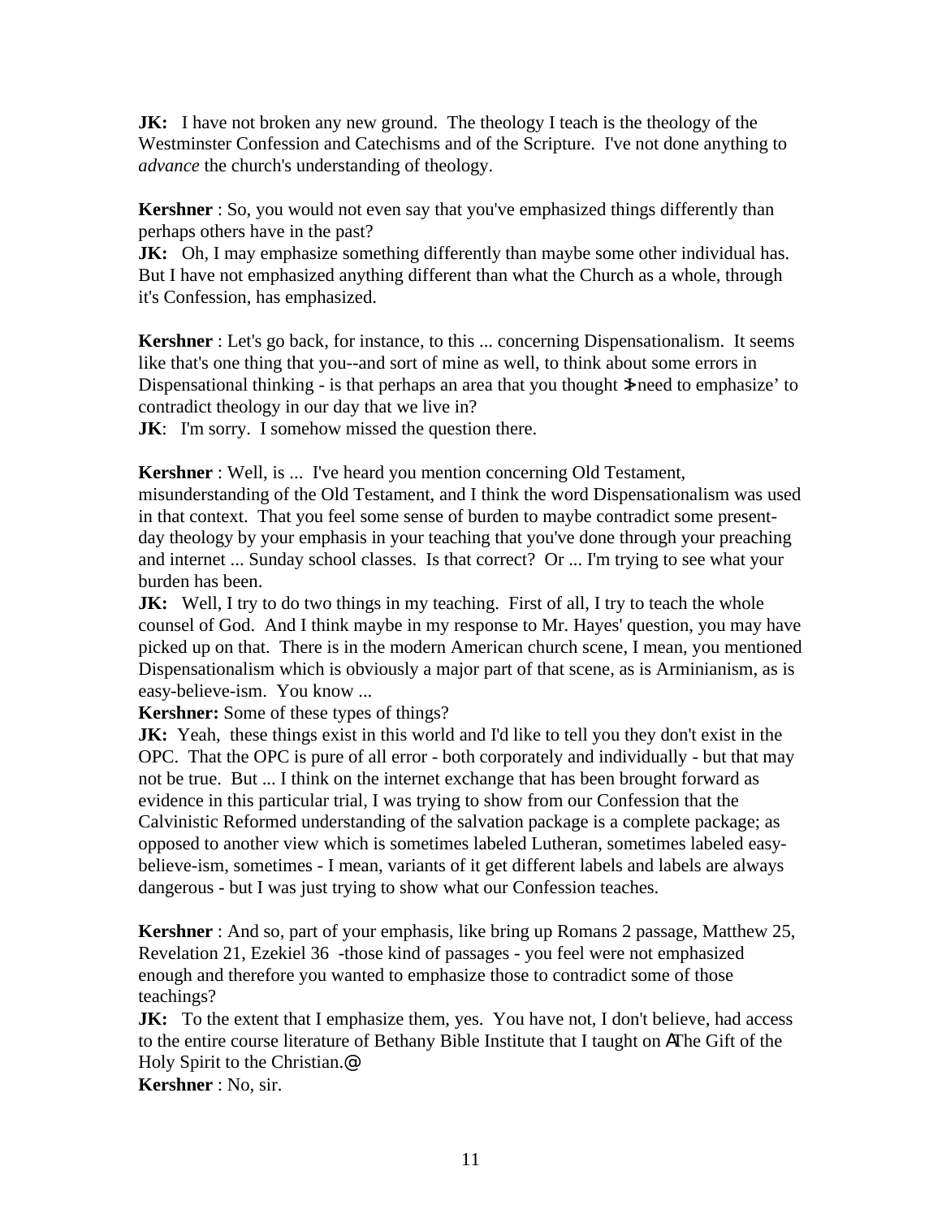**JK:** I have not broken any new ground. The theology I teach is the theology of the Westminster Confession and Catechisms and of the Scripture. I've not done anything to *advance* the church's understanding of theology.

**Kershner** : So, you would not even say that you've emphasized things differently than perhaps others have in the past?
**JK:** Oh, I may emphasize something differently than maybe some other individual has. But I have not emphasized anything different than what the Church as a whole, through it's Confession, has emphasized.

**Kershner** : Let's go back, for instance, to this ... concerning Dispensationalism. It seems like that's one thing that you--and sort of mine as well, to think about some errors in Dispensational thinking - is that perhaps an area that you thought ΣI need to emphasize' to contradict theology in our day that we live in?
**JK**: I'm sorry. I somehow missed the question there.

**Kershner** : Well, is ... I've heard you mention concerning Old Testament, misunderstanding of the Old Testament, and I think the word Dispensationalism was used in that context. That you feel some sense of burden to maybe contradict some present-day theology by your emphasis in your teaching that you've done through your preaching and internet ... Sunday school classes. Is that correct? Or ... I'm trying to see what your burden has been.
**JK:** Well, I try to do two things in my teaching. First of all, I try to teach the whole counsel of God. And I think maybe in my response to Mr. Hayes' question, you may have picked up on that. There is in the modern American church scene, I mean, you mentioned Dispensationalism which is obviously a major part of that scene, as is Arminianism, as is easy-believe-ism. You know ...
**Kershner:** Some of these types of things?
**JK:** Yeah, these things exist in this world and I'd like to tell you they don't exist in the OPC. That the OPC is pure of all error - both corporately and individually - but that may not be true. But ... I think on the internet exchange that has been brought forward as evidence in this particular trial, I was trying to show from our Confession that the Calvinistic Reformed understanding of the salvation package is a complete package; as opposed to another view which is sometimes labeled Lutheran, sometimes labeled easy-believe-ism, sometimes - I mean, variants of it get different labels and labels are always dangerous - but I was just trying to show what our Confession teaches.

**Kershner** : And so, part of your emphasis, like bring up Romans 2 passage, Matthew 25, Revelation 21, Ezekiel 36 -those kind of passages - you feel were not emphasized enough and therefore you wanted to emphasize those to contradict some of those teachings?
**JK:** To the extent that I emphasize them, yes. You have not, I don't believe, had access to the entire course literature of Bethany Bible Institute that I taught on AThe Gift of the Holy Spirit to the Christian.@
**Kershner** : No, sir.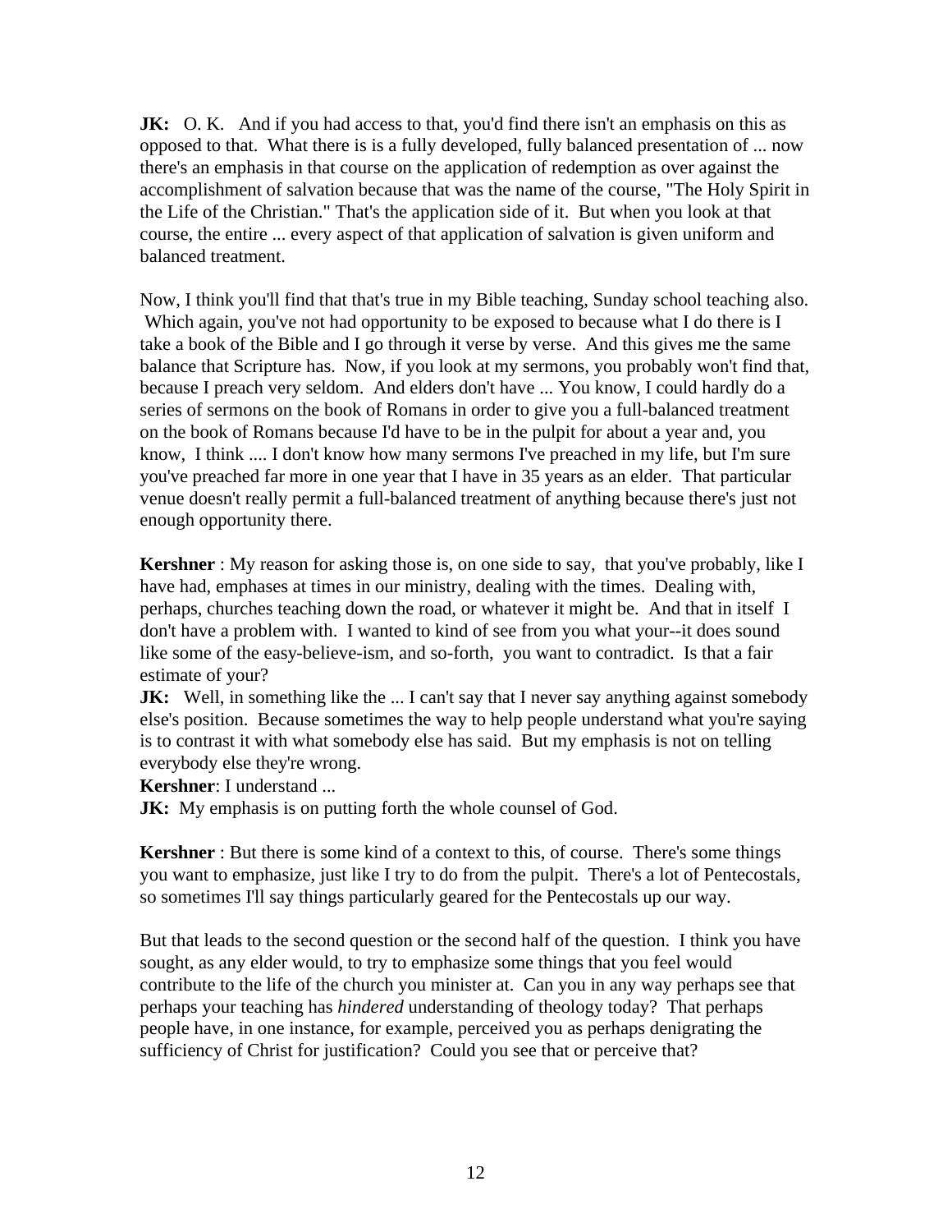**JK:** O. K. And if you had access to that, you'd find there isn't an emphasis on this as opposed to that. What there is is a fully developed, fully balanced presentation of ... now there's an emphasis in that course on the application of redemption as over against the accomplishment of salvation because that was the name of the course, "The Holy Spirit in the Life of the Christian." That's the application side of it. But when you look at that course, the entire ... every aspect of that application of salvation is given uniform and balanced treatment.

Now, I think you'll find that that's true in my Bible teaching, Sunday school teaching also. Which again, you've not had opportunity to be exposed to because what I do there is I take a book of the Bible and I go through it verse by verse. And this gives me the same balance that Scripture has. Now, if you look at my sermons, you probably won't find that, because I preach very seldom. And elders don't have ... You know, I could hardly do a series of sermons on the book of Romans in order to give you a full-balanced treatment on the book of Romans because I'd have to be in the pulpit for about a year and, you know, I think .... I don't know how many sermons I've preached in my life, but I'm sure you've preached far more in one year that I have in 35 years as an elder. That particular venue doesn't really permit a full-balanced treatment of anything because there's just not enough opportunity there.

**Kershner** : My reason for asking those is, on one side to say, that you've probably, like I have had, emphases at times in our ministry, dealing with the times. Dealing with, perhaps, churches teaching down the road, or whatever it might be. And that in itself I don't have a problem with. I wanted to kind of see from you what your--it does sound like some of the easy-believe-ism, and so-forth, you want to contradict. Is that a fair estimate of your?

**JK:** Well, in something like the ... I can't say that I never say anything against somebody else's position. Because sometimes the way to help people understand what you're saying is to contrast it with what somebody else has said. But my emphasis is not on telling everybody else they're wrong.

**Kershner**: I understand ...

**JK:** My emphasis is on putting forth the whole counsel of God.

**Kershner** : But there is some kind of a context to this, of course. There's some things you want to emphasize, just like I try to do from the pulpit. There's a lot of Pentecostals, so sometimes I'll say things particularly geared for the Pentecostals up our way.

But that leads to the second question or the second half of the question. I think you have sought, as any elder would, to try to emphasize some things that you feel would contribute to the life of the church you minister at. Can you in any way perhaps see that perhaps your teaching has *hindered* understanding of theology today? That perhaps people have, in one instance, for example, perceived you as perhaps denigrating the sufficiency of Christ for justification? Could you see that or perceive that?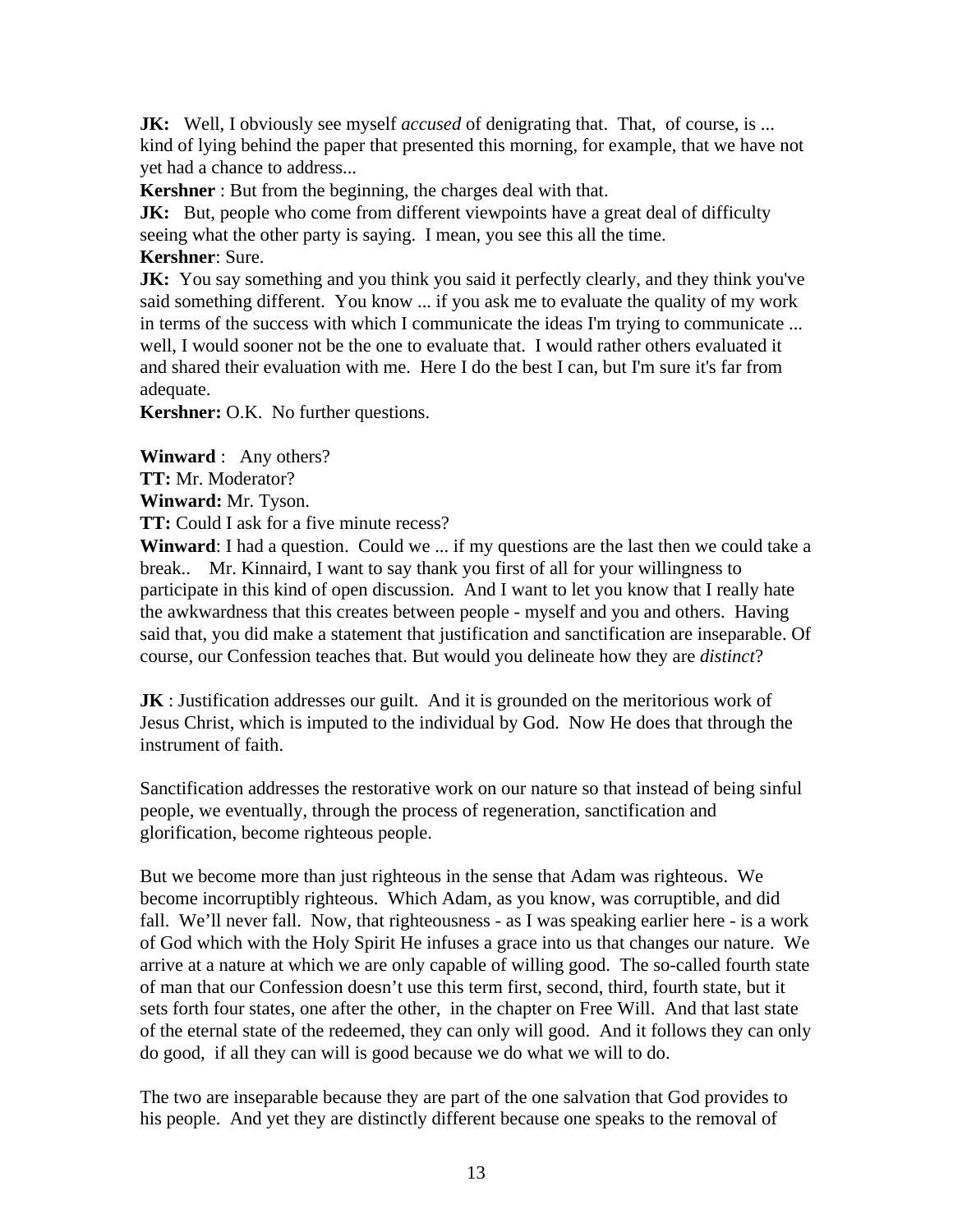**JK:** Well, I obviously see myself *accused* of denigrating that. That, of course, is ... kind of lying behind the paper that presented this morning, for example, that we have not yet had a chance to address...

**Kershner** : But from the beginning, the charges deal with that.

**JK:** But, people who come from different viewpoints have a great deal of difficulty seeing what the other party is saying. I mean, you see this all the time.

**Kershner**: Sure.

**JK:** You say something and you think you said it perfectly clearly, and they think you've said something different. You know ... if you ask me to evaluate the quality of my work in terms of the success with which I communicate the ideas I'm trying to communicate ... well, I would sooner not be the one to evaluate that. I would rather others evaluated it and shared their evaluation with me. Here I do the best I can, but I'm sure it's far from adequate.

**Kershner:** O.K. No further questions.

**Winward** : Any others?

**TT:** Mr. Moderator?

**Winward:** Mr. Tyson.

**TT:** Could I ask for a five minute recess?

**Winward**: I had a question. Could we ... if my questions are the last then we could take a break.. Mr. Kinnaird, I want to say thank you first of all for your willingness to participate in this kind of open discussion. And I want to let you know that I really hate the awkwardness that this creates between people - myself and you and others. Having said that, you did make a statement that justification and sanctification are inseparable. Of course, our Confession teaches that. But would you delineate how they are *distinct*?

**JK** : Justification addresses our guilt. And it is grounded on the meritorious work of Jesus Christ, which is imputed to the individual by God. Now He does that through the instrument of faith.

Sanctification addresses the restorative work on our nature so that instead of being sinful people, we eventually, through the process of regeneration, sanctification and glorification, become righteous people.

But we become more than just righteous in the sense that Adam was righteous. We become incorruptibly righteous. Which Adam, as you know, was corruptible, and did fall. We'll never fall. Now, that righteousness - as I was speaking earlier here - is a work of God which with the Holy Spirit He infuses a grace into us that changes our nature. We arrive at a nature at which we are only capable of willing good. The so-called fourth state of man that our Confession doesn't use this term first, second, third, fourth state, but it sets forth four states, one after the other, in the chapter on Free Will. And that last state of the eternal state of the redeemed, they can only will good. And it follows they can only do good, if all they can will is good because we do what we will to do.

The two are inseparable because they are part of the one salvation that God provides to his people. And yet they are distinctly different because one speaks to the removal of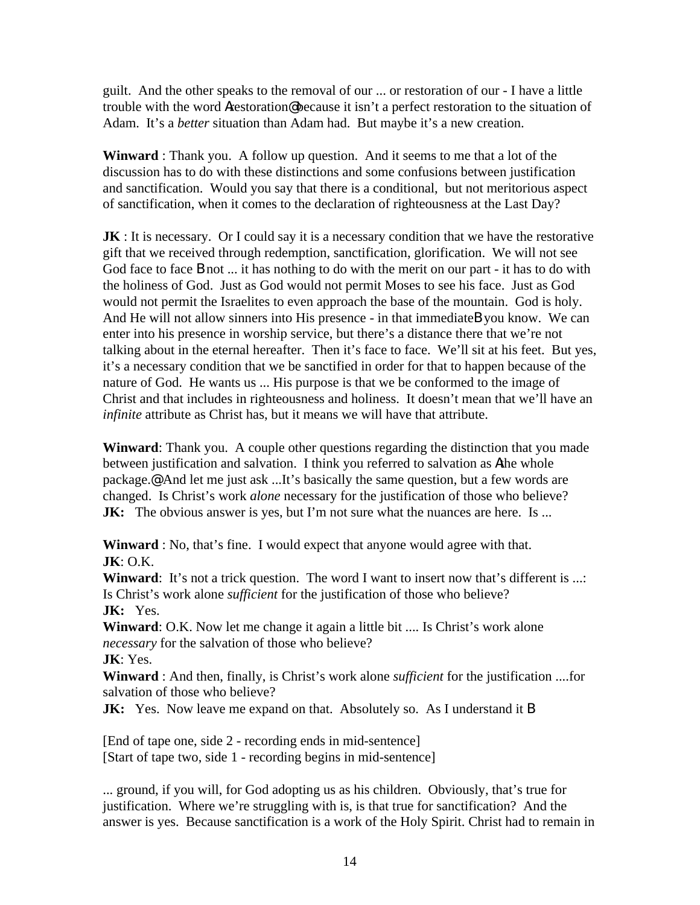guilt. And the other speaks to the removal of our ... or restoration of our - I have a little trouble with the word Arestoration@ because it isn't a perfect restoration to the situation of Adam. It's a *better* situation than Adam had. But maybe it's a new creation.

**Winward** : Thank you. A follow up question. And it seems to me that a lot of the discussion has to do with these distinctions and some confusions between justification and sanctification. Would you say that there is a conditional, but not meritorious aspect of sanctification, when it comes to the declaration of righteousness at the Last Day?

**JK** : It is necessary. Or I could say it is a necessary condition that we have the restorative gift that we received through redemption, sanctification, glorification. We will not see God face to face B not ... it has nothing to do with the merit on our part - it has to do with the holiness of God. Just as God would not permit Moses to see his face. Just as God would not permit the Israelites to even approach the base of the mountain. God is holy. And He will not allow sinners into His presence - in that immediateB you know. We can enter into his presence in worship service, but there's a distance there that we're not talking about in the eternal hereafter. Then it's face to face. We'll sit at his feet. But yes, it's a necessary condition that we be sanctified in order for that to happen because of the nature of God. He wants us ... His purpose is that we be conformed to the image of Christ and that includes in righteousness and holiness. It doesn't mean that we'll have an *infinite* attribute as Christ has, but it means we will have that attribute.

**Winward**: Thank you. A couple other questions regarding the distinction that you made between justification and salvation. I think you referred to salvation as Athe whole package.@ And let me just ask ...It's basically the same question, but a few words are changed. Is Christ's work *alone* necessary for the justification of those who believe?
**JK:** The obvious answer is yes, but I'm not sure what the nuances are here. Is ...

**Winward** : No, that's fine. I would expect that anyone would agree with that.
**JK**: O.K.
**Winward**: It's not a trick question. The word I want to insert now that's different is ...: Is Christ's work alone *sufficient* for the justification of those who believe?
**JK:** Yes.
**Winward**: O.K. Now let me change it again a little bit .... Is Christ's work alone *necessary* for the salvation of those who believe?
**JK**: Yes.
**Winward** : And then, finally, is Christ's work alone *sufficient* for the justification ....for salvation of those who believe?
**JK:** Yes. Now leave me expand on that. Absolutely so. As I understand it B

[End of tape one, side 2 - recording ends in mid-sentence]
[Start of tape two, side 1 - recording begins in mid-sentence]

... ground, if you will, for God adopting us as his children. Obviously, that's true for justification. Where we're struggling with is, is that true for sanctification? And the answer is yes. Because sanctification is a work of the Holy Spirit. Christ had to remain in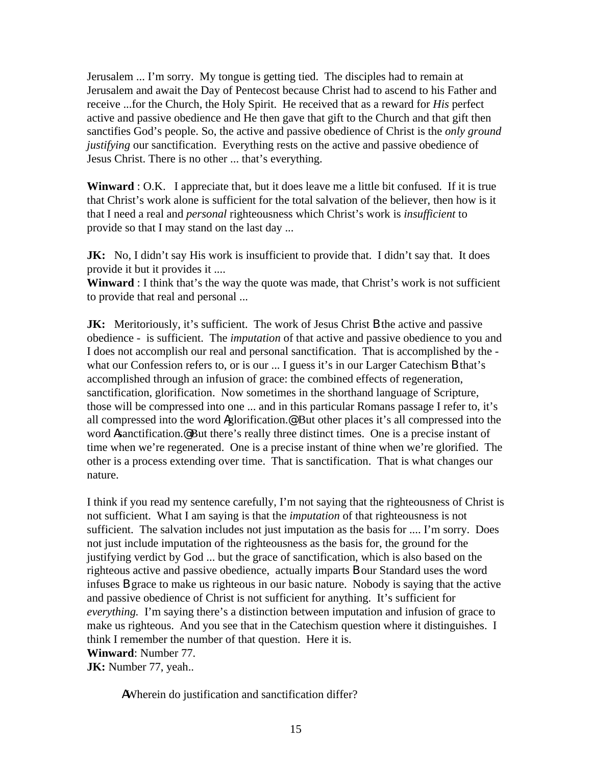Jerusalem ... I'm sorry. My tongue is getting tied. The disciples had to remain at Jerusalem and await the Day of Pentecost because Christ had to ascend to his Father and receive ...for the Church, the Holy Spirit. He received that as a reward for *His* perfect active and passive obedience and He then gave that gift to the Church and that gift then sanctifies God's people. So, the active and passive obedience of Christ is the *only ground justifying* our sanctification. Everything rests on the active and passive obedience of Jesus Christ. There is no other ... that's everything.

**Winward** : O.K. I appreciate that, but it does leave me a little bit confused. If it is true that Christ's work alone is sufficient for the total salvation of the believer, then how is it that I need a real and *personal* righteousness which Christ's work is *insufficient* to provide so that I may stand on the last day ...

**JK:** No, I didn't say His work is insufficient to provide that. I didn't say that. It does provide it but it provides it ....

**Winward** : I think that's the way the quote was made, that Christ's work is not sufficient to provide that real and personal ...

**JK:** Meritoriously, it's sufficient. The work of Jesus Christ B the active and passive obedience - is sufficient. The *imputation* of that active and passive obedience to you and I does not accomplish our real and personal sanctification. That is accomplished by the - what our Confession refers to, or is our ... I guess it's in our Larger Catechism B that's accomplished through an infusion of grace: the combined effects of regeneration, sanctification, glorification. Now sometimes in the shorthand language of Scripture, those will be compressed into one ... and in this particular Romans passage I refer to, it's all compressed into the word Aglorification.@ But other places it's all compressed into the word Asanctification.@ But there's really three distinct times. One is a precise instant of time when we're regenerated. One is a precise instant of thine when we're glorified. The other is a process extending over time. That is sanctification. That is what changes our nature.

I think if you read my sentence carefully, I'm not saying that the righteousness of Christ is not sufficient. What I am saying is that the *imputation* of that righteousness is not sufficient. The salvation includes not just imputation as the basis for .... I'm sorry. Does not just include imputation of the righteousness as the basis for, the ground for the justifying verdict by God ... but the grace of sanctification, which is also based on the righteous active and passive obedience, actually imparts B our Standard uses the word infuses B grace to make us righteous in our basic nature. Nobody is saying that the active and passive obedience of Christ is not sufficient for anything. It's sufficient for *everything.* I'm saying there's a distinction between imputation and infusion of grace to make us righteous. And you see that in the Catechism question where it distinguishes. I think I remember the number of that question. Here it is.

**Winward**: Number 77.

**JK:** Number 77, yeah..

> AWherein do justification and sanctification differ?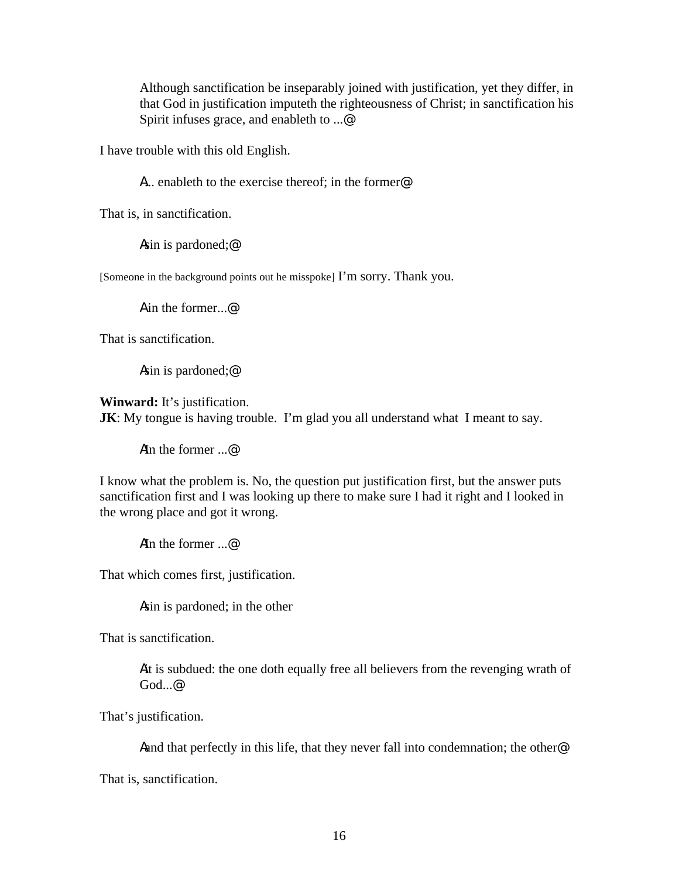> Although sanctification be inseparably joined with justification, yet they differ, in that God in justification imputeth the righteousness of Christ; in sanctification his Spirit infuses grace, and enableth to ...@

I have trouble with this old English.

> A... enableth to the exercise thereof; in the former@

That is, in sanctification.

> Asin is pardoned;@

[Someone in the background points out he misspoke] I'm sorry. Thank you.

> Ain the former...@

That is sanctification.

> Asin is pardoned;@

**Winward:** It's justification.
**JK**: My tongue is having trouble. I'm glad you all understand what I meant to say.

> AIn the former ...@

I know what the problem is. No, the question put justification first, but the answer puts sanctification first and I was looking up there to make sure I had it right and I looked in the wrong place and got it wrong.

> AIn the former ...@

That which comes first, justification.

> Asin is pardoned; in the other

That is sanctification.

> Ait is subdued: the one doth equally free all believers from the revenging wrath of God...@

That's justification.

> Aand that perfectly in this life, that they never fall into condemnation; the other@

That is, sanctification.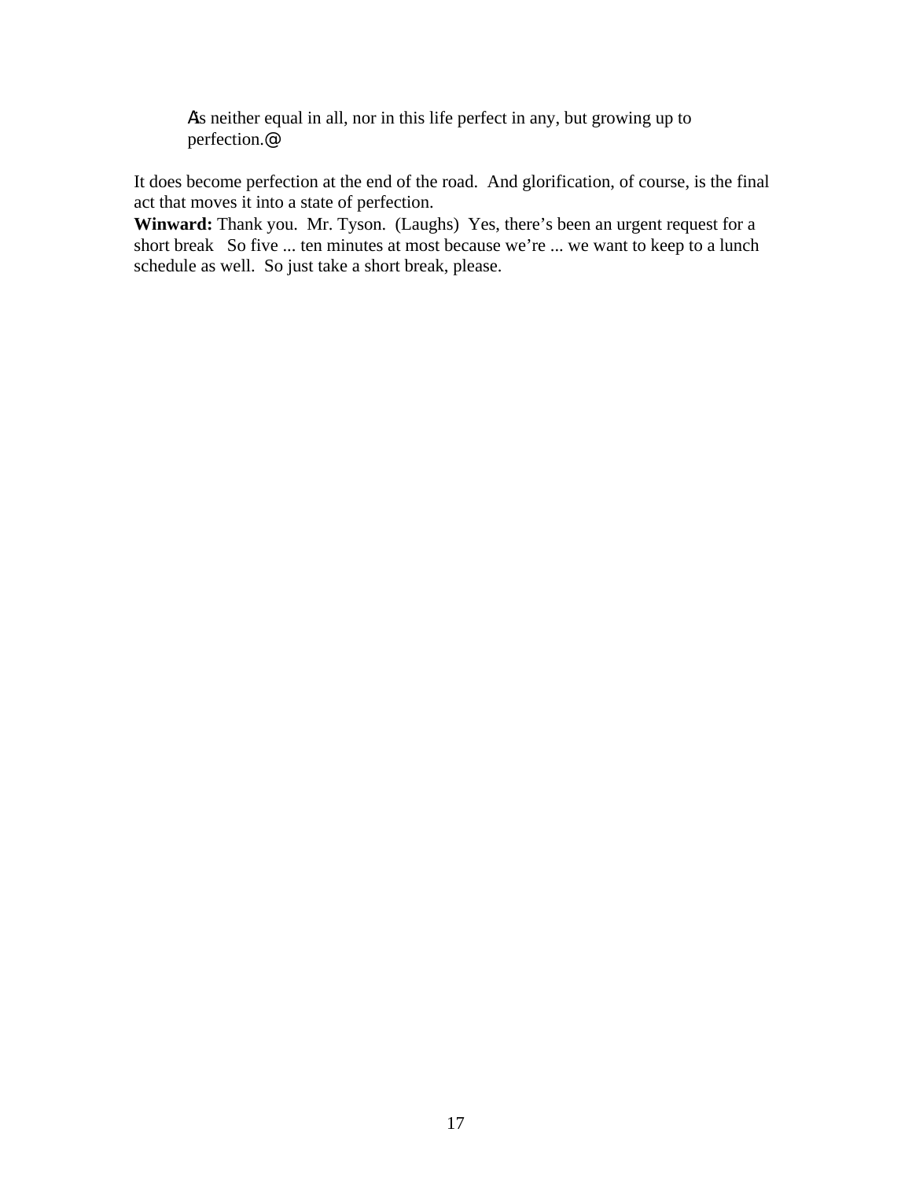> Ais neither equal in all, nor in this life perfect in any, but growing up to perfection.@

It does become perfection at the end of the road. And glorification, of course, is the final act that moves it into a state of perfection.

**Winward:** Thank you. Mr. Tyson. (Laughs) Yes, there's been an urgent request for a short break So five ... ten minutes at most because we're ... we want to keep to a lunch schedule as well. So just take a short break, please.